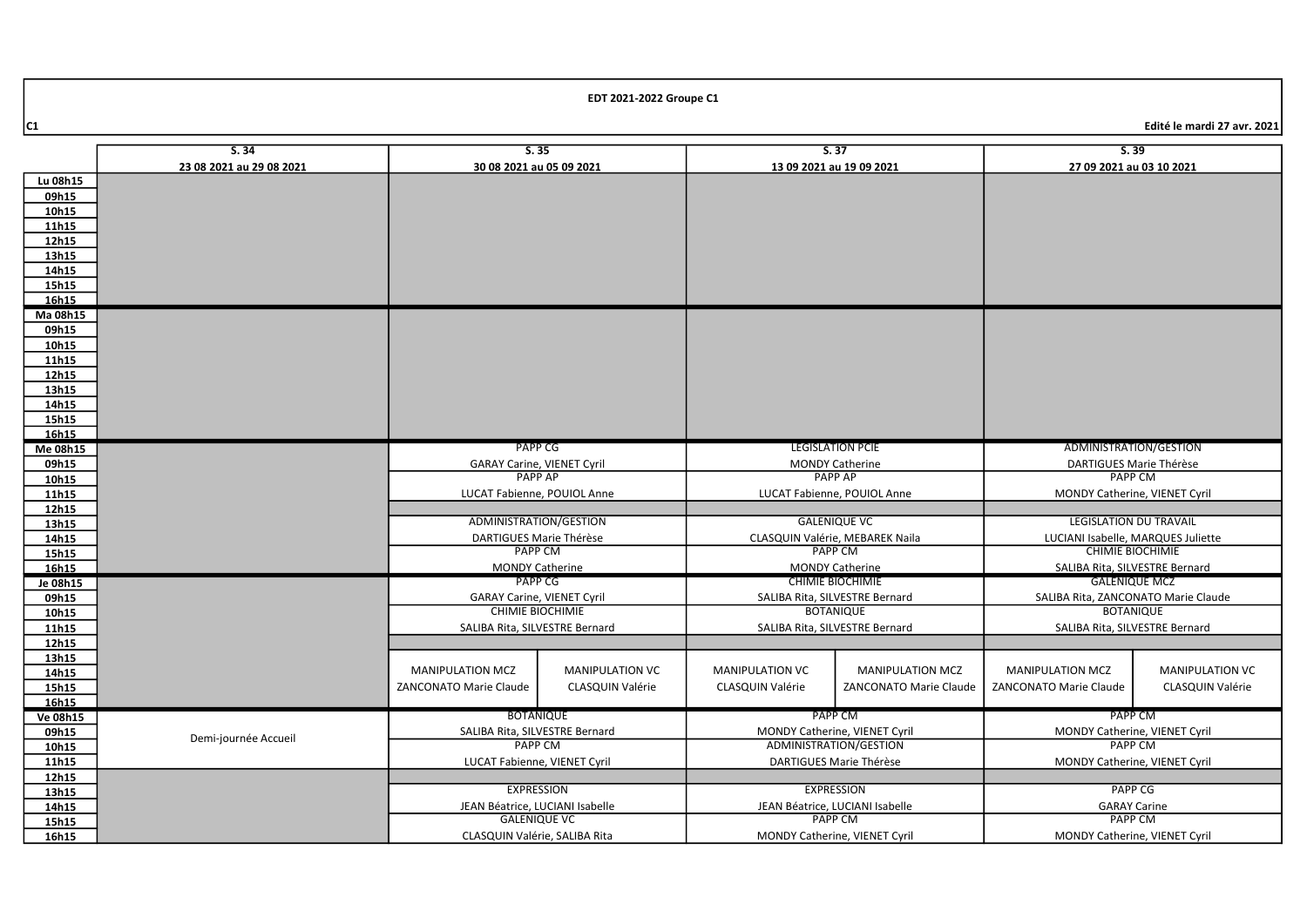**EDT 2021-2022 Groupe C1**

C1

Edité le mardi 27 avr. 2021

| | S. 34<br>23 08 2021 au 29 08 2021 | S. 35<br>30 08 2021 au 05 09 2021 | | S. 37<br>13 09 2021 au 19 09 2021 | | S. 39<br>27 09 2021 au 03 10 2021 | |
|---|---|---|---|---|---|---|---|
| Lu 08h15 | | | | | | | |
| 09h15 | | | | | | | |
| 10h15 | | | | | | | |
| 11h15 | | | | | | | |
| 12h15 | | | | | | | |
| 13h15 | | | | | | | |
| 14h15 | | | | | | | |
| 15h15 | | | | | | | |
| 16h15 | | | | | | | |
| Ma 08h15 | | | | | | | |
| 09h15 | | | | | | | |
| 10h15 | | | | | | | |
| 11h15 | | | | | | | |
| 12h15 | | | | | | | |
| 13h15 | | | | | | | |
| 14h15 | | | | | | | |
| 15h15 | | | | | | | |
| 16h15 | | | | | | | |
| Me 08h15 | | PAPP CG | | LEGISLATION PCIE | | ADMINISTRATION/GESTION | |
| 09h15 | | GARAY Carine, VIENET Cyril | | MONDY Catherine | | DARTIGUES Marie Thérèse | |
| 10h15 | | PAPP AP | | PAPP AP | | PAPP CM | |
| 11h15 | | LUCAT Fabienne, POUIOL Anne | | LUCAT Fabienne, POUIOL Anne | | MONDY Catherine, VIENET Cyril | |
| 12h15 | | | | | | | |
| 13h15 | | ADMINISTRATION/GESTION | | GALENIQUE VC | | LEGISLATION DU TRAVAIL | |
| 14h15 | | DARTIGUES Marie Thérèse | | CLASQUIN Valérie, MEBAREK Naila | | LUCIANI Isabelle, MARQUES Juliette | |
| 15h15 | | PAPP CM | | PAPP CM | | CHIMIE BIOCHIMIE | |
| 16h15 | | MONDY Catherine | | MONDY Catherine | | SALIBA Rita, SILVESTRE Bernard | |
| Je 08h15 | | PAPP CG | | CHIMIE BIOCHIMIE | | GALENIQUE MCZ | |
| 09h15 | | GARAY Carine, VIENET Cyril | | SALIBA Rita, SILVESTRE Bernard | | SALIBA Rita, ZANCONATO Marie Claude | |
| 10h15 | | CHIMIE BIOCHIMIE | | BOTANIQUE | | BOTANIQUE | |
| 11h15 | | SALIBA Rita, SILVESTRE Bernard | | SALIBA Rita, SILVESTRE Bernard | | SALIBA Rita, SILVESTRE Bernard | |
| 12h15 | | | | | | | |
| 13h15 | | | | | | | |
| 14h15 | | MANIPULATION MCZ | MANIPULATION VC | MANIPULATION VC | MANIPULATION MCZ | MANIPULATION MCZ | MANIPULATION VC |
| 15h15 | | ZANCONATO Marie Claude | CLASQUIN Valérie | CLASQUIN Valérie | ZANCONATO Marie Claude | ZANCONATO Marie Claude | CLASQUIN Valérie |
| 16h15 | | | | | | | |
| Ve 08h15 | Demi-journée Accueil | BOTANIQUE | | PAPP CM | | PAPP CM | |
| 09h15 | | SALIBA Rita, SILVESTRE Bernard | | MONDY Catherine, VIENET Cyril | | MONDY Catherine, VIENET Cyril | |
| 10h15 | | PAPP CM | | ADMINISTRATION/GESTION | | PAPP CM | |
| 11h15 | | LUCAT Fabienne, VIENET Cyril | | DARTIGUES Marie Thérèse | | MONDY Catherine, VIENET Cyril | |
| 12h15 | | | | | | | |
| 13h15 | | EXPRESSION | | EXPRESSION | | PAPP CG | |
| 14h15 | | JEAN Béatrice, LUCIANI Isabelle | | JEAN Béatrice, LUCIANI Isabelle | | GARAY Carine | |
| 15h15 | | GALENIQUE VC | | PAPP CM | | PAPP CM | |
| 16h15 | | CLASQUIN Valérie, SALIBA Rita | | MONDY Catherine, VIENET Cyril | | MONDY Catherine, VIENET Cyril | |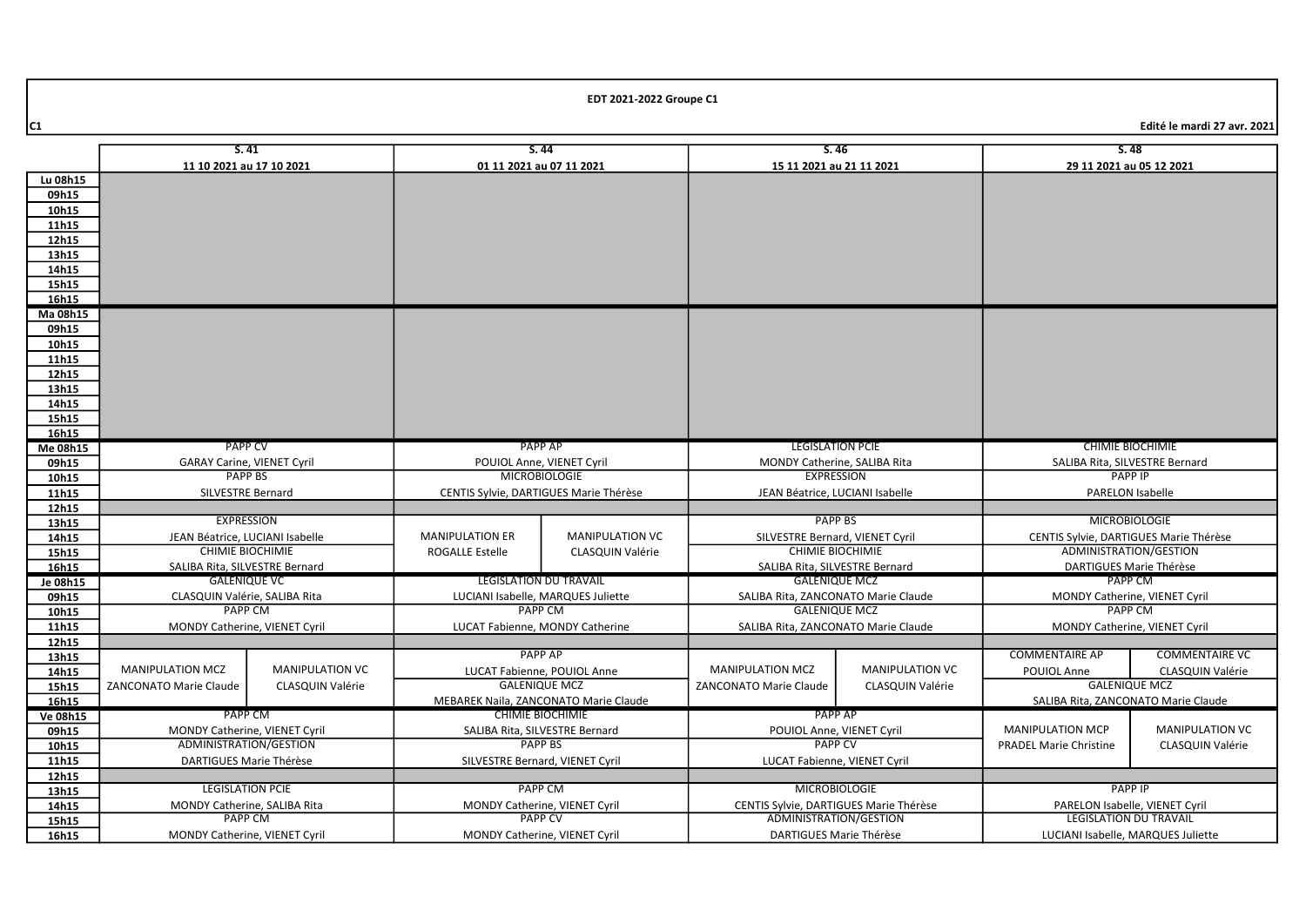**EDT 2021-2022 Groupe C1**

C1

**Edité le mardi 27 avr. 2021**

| | S. 41 | | S. 44 | | S. 46 | | S. 48 | |
|---|---|---|---|---|---|---|---|---|
| | 11 10 2021 au 17 10 2021 | | 01 11 2021 au 07 11 2021 | | 15 11 2021 au 21 11 2021 | | 29 11 2021 au 05 12 2021 | |
| Lu 08h15 | | | | | | | | |
| 09h15 | | | | | | | | |
| 10h15 | | | | | | | | |
| 11h15 | | | | | | | | |
| 12h15 | | | | | | | | |
| 13h15 | | | | | | | | |
| 14h15 | | | | | | | | |
| 15h15 | | | | | | | | |
| 16h15 | | | | | | | | |
| Ma 08h15 | | | | | | | | |
| 09h15 | | | | | | | | |
| 10h15 | | | | | | | | |
| 11h15 | | | | | | | | |
| 12h15 | | | | | | | | |
| 13h15 | | | | | | | | |
| 14h15 | | | | | | | | |
| 15h15 | | | | | | | | |
| 16h15 | | | | | | | | |
| Me 08h15 | PAPP CV | | PAPP AP | | LEGISLATION PCIE | | CHIMIE BIOCHIMIE | |
| 09h15 | GARAY Carine, VIENET Cyril | | POUIOL Anne, VIENET Cyril | | MONDY Catherine, SALIBA Rita | | SALIBA Rita, SILVESTRE Bernard | |
| 10h15 | PAPP BS | | MICROBIOLOGIE | | EXPRESSION | | PAPP IP | |
| 11h15 | SILVESTRE Bernard | | CENTIS Sylvie, DARTIGUES Marie Thérèse | | JEAN Béatrice, LUCIANI Isabelle | | PARELON Isabelle | |
| 12h15 | | | | | | | | |
| 13h15 | EXPRESSION | | | | PAPP BS | | MICROBIOLOGIE | |
| 14h15 | JEAN Béatrice, LUCIANI Isabelle | | MANIPULATION ER | MANIPULATION VC | SILVESTRE Bernard, VIENET Cyril | | CENTIS Sylvie, DARTIGUES Marie Thérèse | |
| 15h15 | CHIMIE BIOCHIMIE | | ROGALLE Estelle | CLASQUIN Valérie | CHIMIE BIOCHIMIE | | ADMINISTRATION/GESTION | |
| 16h15 | SALIBA Rita, SILVESTRE Bernard | | | | SALIBA Rita, SILVESTRE Bernard | | DARTIGUES Marie Thérèse | |
| Je 08h15 | GALENIQUE VC | | LEGISLATION DU TRAVAIL | | GALENIQUE MCZ | | PAPP CM | |
| 09h15 | CLASQUIN Valérie, SALIBA Rita | | LUCIANI Isabelle, MARQUES Juliette | | SALIBA Rita, ZANCONATO Marie Claude | | MONDY Catherine, VIENET Cyril | |
| 10h15 | PAPP CM | | PAPP CM | | GALENIQUE MCZ | | PAPP CM | |
| 11h15 | MONDY Catherine, VIENET Cyril | | LUCAT Fabienne, MONDY Catherine | | SALIBA Rita, ZANCONATO Marie Claude | | MONDY Catherine, VIENET Cyril | |
| 12h15 | | | | | | | | |
| 13h15 | | | PAPP AP | | | | COMMENTAIRE AP | COMMENTAIRE VC |
| 14h15 | MANIPULATION MCZ | MANIPULATION VC | LUCAT Fabienne, POUIOL Anne | | MANIPULATION MCZ | MANIPULATION VC | POUIOL Anne | CLASQUIN Valérie |
| 15h15 | ZANCONATO Marie Claude | CLASQUIN Valérie | GALENIQUE MCZ | | ZANCONATO Marie Claude | CLASQUIN Valérie | GALENIQUE MCZ | |
| 16h15 | | | MEBAREK Naila, ZANCONATO Marie Claude | | | | SALIBA Rita, ZANCONATO Marie Claude | |
| Ve 08h15 | PAPP CM | | CHIMIE BIOCHIMIE | | PAPP AP | | | |
| 09h15 | MONDY Catherine, VIENET Cyril | | SALIBA Rita, SILVESTRE Bernard | | POUIOL Anne, VIENET Cyril | | MANIPULATION MCP | MANIPULATION VC |
| 10h15 | ADMINISTRATION/GESTION | | PAPP BS | | PAPP CV | | PRADEL Marie Christine | CLASQUIN Valérie |
| 11h15 | DARTIGUES Marie Thérèse | | SILVESTRE Bernard, VIENET Cyril | | LUCAT Fabienne, VIENET Cyril | | | |
| 12h15 | | | | | | | | |
| 13h15 | LEGISLATION PCIE | | PAPP CM | | MICROBIOLOGIE | | PAPP IP | |
| 14h15 | MONDY Catherine, SALIBA Rita | | MONDY Catherine, VIENET Cyril | | CENTIS Sylvie, DARTIGUES Marie Thérèse | | PARELON Isabelle, VIENET Cyril | |
| 15h15 | PAPP CM | | PAPP CV | | ADMINISTRATION/GESTION | | LEGISLATION DU TRAVAIL | |
| 16h15 | MONDY Catherine, VIENET Cyril | | MONDY Catherine, VIENET Cyril | | DARTIGUES Marie Thérèse | | LUCIANI Isabelle, MARQUES Juliette | |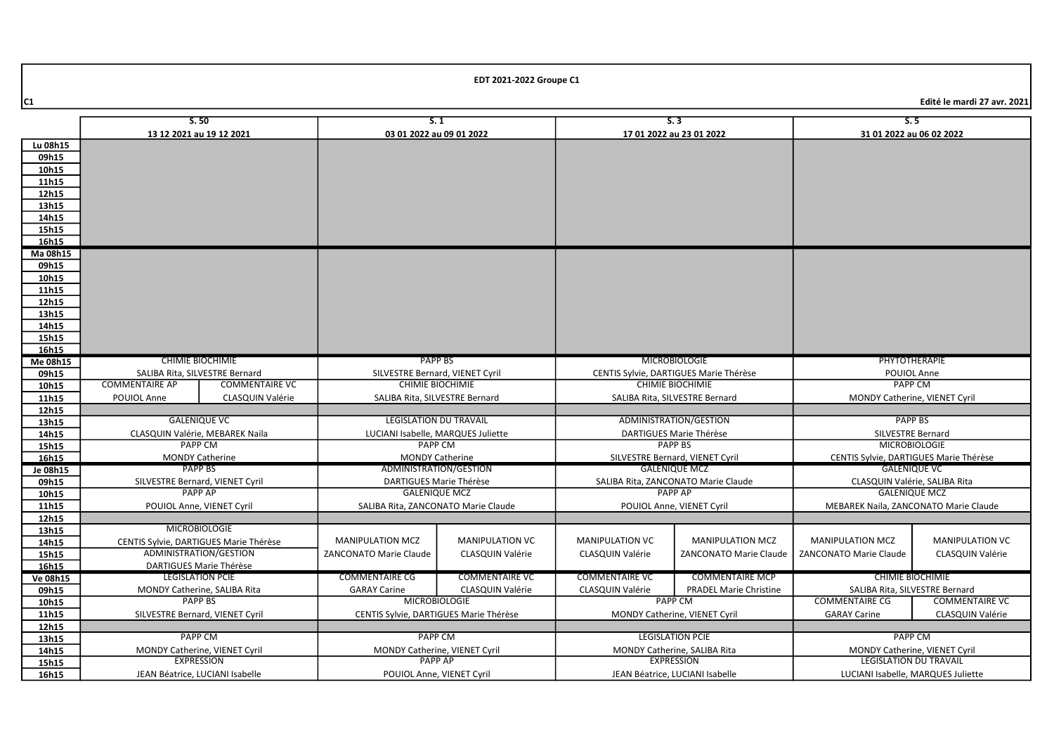**EDT 2021-2022 Groupe C1**

C1

**Edité le mardi 27 avr. 2021**

| | S. 50<br>13 12 2021 au 19 12 2021 | | S. 1<br>03 01 2022 au 09 01 2022 | | S. 3<br>17 01 2022 au 23 01 2022 | | S. 5<br>31 01 2022 au 06 02 2022 | |
|---|---|---|---|---|---|---|---|---|
| Lu 08h15 | | | | | | | | |
| 09h15 | | | | | | | | |
| 10h15 | | | | | | | | |
| 11h15 | | | | | | | | |
| 12h15 | | | | | | | | |
| 13h15 | | | | | | | | |
| 14h15 | | | | | | | | |
| 15h15 | | | | | | | | |
| 16h15 | | | | | | | | |
| Ma 08h15 | | | | | | | | |
| 09h15 | | | | | | | | |
| 10h15 | | | | | | | | |
| 11h15 | | | | | | | | |
| 12h15 | | | | | | | | |
| 13h15 | | | | | | | | |
| 14h15 | | | | | | | | |
| 15h15 | | | | | | | | |
| 16h15 | | | | | | | | |
| Me 08h15 | CHIMIE BIOCHIMIE | | PAPP BS | | MICROBIOLOGIE | | PHYTOTHERAPIE | |
| 09h15 | SALIBA Rita, SILVESTRE Bernard | | SILVESTRE Bernard, VIENET Cyril | | CENTIS Sylvie, DARTIGUES Marie Thérèse | | POUIOL Anne | |
| 10h15 | COMMENTAIRE AP | COMMENTAIRE VC | CHIMIE BIOCHIMIE | | CHIMIE BIOCHIMIE | | PAPP CM | |
| 11h15 | POUIOL Anne | CLASQUIN Valérie | SALIBA Rita, SILVESTRE Bernard | | SALIBA Rita, SILVESTRE Bernard | | MONDY Catherine, VIENET Cyril | |
| 12h15 | | | | | | | | |
| 13h15 | GALENIQUE VC | | LEGISLATION DU TRAVAIL | | ADMINISTRATION/GESTION | | PAPP BS | |
| 14h15 | CLASQUIN Valérie, MEBAREK Naila | | LUCIANI Isabelle, MARQUES Juliette | | DARTIGUES Marie Thérèse | | SILVESTRE Bernard | |
| 15h15 | PAPP CM | | PAPP CM | | PAPP BS | | MICROBIOLOGIE | |
| 16h15 | MONDY Catherine | | MONDY Catherine | | SILVESTRE Bernard, VIENET Cyril | | CENTIS Sylvie, DARTIGUES Marie Thérèse | |
| Je 08h15 | PAPP BS | | ADMINISTRATION/GESTION | | GALENIQUE MCZ | | GALENIQUE VC | |
| 09h15 | SILVESTRE Bernard, VIENET Cyril | | DARTIGUES Marie Thérèse | | SALIBA Rita, ZANCONATO Marie Claude | | CLASQUIN Valérie, SALIBA Rita | |
| 10h15 | PAPP AP | | GALENIQUE MCZ | | PAPP AP | | GALENIQUE MCZ | |
| 11h15 | POUIOL Anne, VIENET Cyril | | SALIBA Rita, ZANCONATO Marie Claude | | POUIOL Anne, VIENET Cyril | | MEBAREK Naila, ZANCONATO Marie Claude | |
| 12h15 | | | | | | | | |
| 13h15 | MICROBIOLOGIE | | | | | | | |
| 14h15 | CENTIS Sylvie, DARTIGUES Marie Thérèse | | MANIPULATION MCZ | MANIPULATION VC | MANIPULATION VC | MANIPULATION MCZ | MANIPULATION MCZ | MANIPULATION VC |
| 15h15 | ADMINISTRATION/GESTION | | ZANCONATO Marie Claude | CLASQUIN Valérie | CLASQUIN Valérie | ZANCONATO Marie Claude | ZANCONATO Marie Claude | CLASQUIN Valérie |
| 16h15 | DARTIGUES Marie Thérèse | | | | | | | |
| Ve 08h15 | LEGISLATION PCIE | | COMMENTAIRE CG | COMMENTAIRE VC | COMMENTAIRE VC | COMMENTAIRE MCP | CHIMIE BIOCHIMIE | |
| 09h15 | MONDY Catherine, SALIBA Rita | | GARAY Carine | CLASQUIN Valérie | CLASQUIN Valérie | PRADEL Marie Christine | SALIBA Rita, SILVESTRE Bernard | |
| 10h15 | PAPP BS | | MICROBIOLOGIE | | PAPP CM | | COMMENTAIRE CG | COMMENTAIRE VC |
| 11h15 | SILVESTRE Bernard, VIENET Cyril | | CENTIS Sylvie, DARTIGUES Marie Thérèse | | MONDY Catherine, VIENET Cyril | | GARAY Carine | CLASQUIN Valérie |
| 12h15 | | | | | | | | |
| 13h15 | PAPP CM | | PAPP CM | | LEGISLATION PCIE | | PAPP CM | |
| 14h15 | MONDY Catherine, VIENET Cyril | | MONDY Catherine, VIENET Cyril | | MONDY Catherine, SALIBA Rita | | MONDY Catherine, VIENET Cyril | |
| 15h15 | EXPRESSION | | PAPP AP | | EXPRESSION | | LEGISLATION DU TRAVAIL | |
| 16h15 | JEAN Béatrice, LUCIANI Isabelle | | POUIOL Anne, VIENET Cyril | | JEAN Béatrice, LUCIANI Isabelle | | LUCIANI Isabelle, MARQUES Juliette | |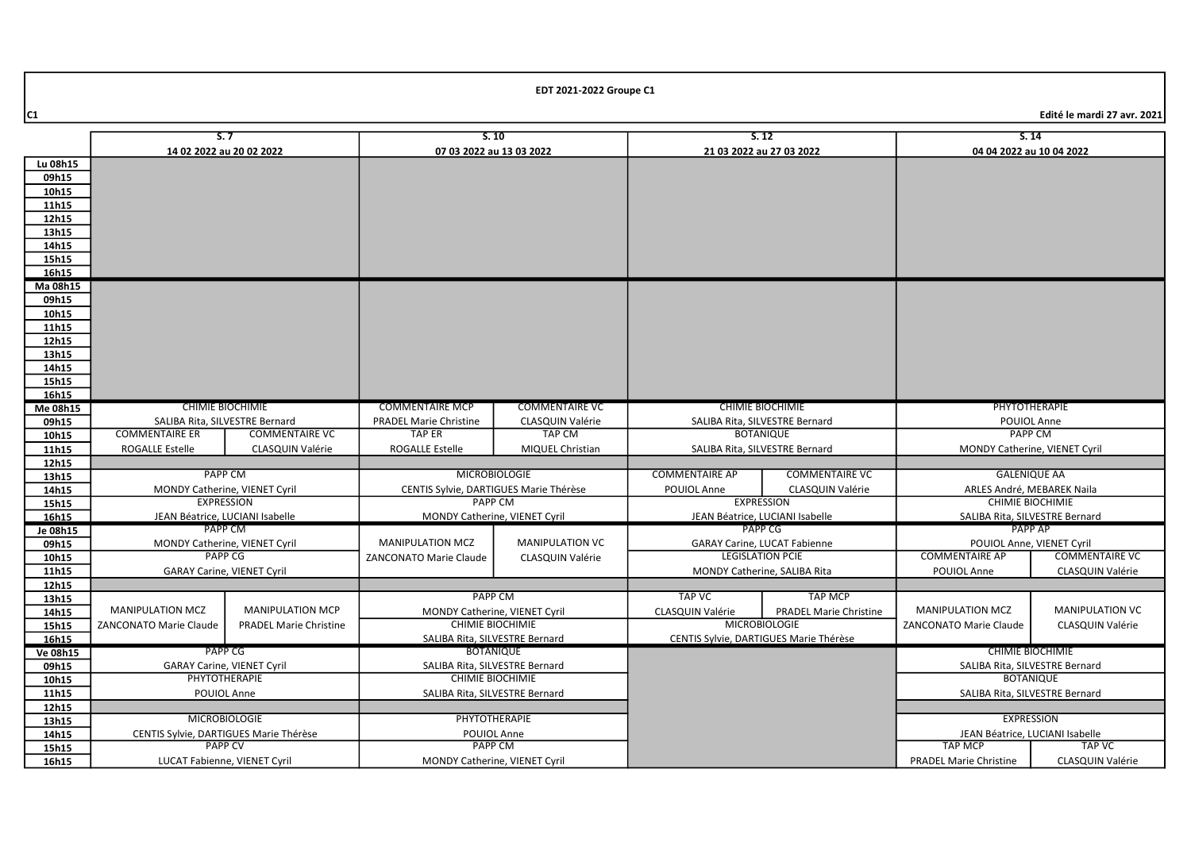**EDT 2021-2022 Groupe C1**

C1

Edité le mardi 27 avr. 2021

| | S. 7 | | S. 10 | | S. 12 | | S. 14 | |
|---|---|---|---|---|---|---|---|---|
| | 14 02 2022 au 20 02 2022 | | 07 03 2022 au 13 03 2022 | | 21 03 2022 au 27 03 2022 | | 04 04 2022 au 10 04 2022 | |
| Lu 08h15 | | | | | | | | |
| 09h15 | | | | | | | | |
| 10h15 | | | | | | | | |
| 11h15 | | | | | | | | |
| 12h15 | | | | | | | | |
| 13h15 | | | | | | | | |
| 14h15 | | | | | | | | |
| 15h15 | | | | | | | | |
| 16h15 | | | | | | | | |
| Ma 08h15 | | | | | | | | |
| 09h15 | | | | | | | | |
| 10h15 | | | | | | | | |
| 11h15 | | | | | | | | |
| 12h15 | | | | | | | | |
| 13h15 | | | | | | | | |
| 14h15 | | | | | | | | |
| 15h15 | | | | | | | | |
| 16h15 | | | | | | | | |
| Me 08h15 | CHIMIE BIOCHIMIE | | COMMENTAIRE MCP | COMMENTAIRE VC | CHIMIE BIOCHIMIE | | PHYTOTHERAPIE | |
| 09h15 | SALIBA Rita, SILVESTRE Bernard | | PRADEL Marie Christine | CLASQUIN Valérie | SALIBA Rita, SILVESTRE Bernard | | POUIOL Anne | |
| 10h15 | COMMENTAIRE ER | COMMENTAIRE VC | TAP ER | TAP CM | BOTANIQUE | | PAPP CM | |
| 11h15 | ROGALLE Estelle | CLASQUIN Valérie | ROGALLE Estelle | MIQUEL Christian | SALIBA Rita, SILVESTRE Bernard | | MONDY Catherine, VIENET Cyril | |
| 12h15 | | | | | | | | |
| 13h15 | PAPP CM | | MICROBIOLOGIE | | COMMENTAIRE AP | COMMENTAIRE VC | GALENIQUE AA | |
| 14h15 | MONDY Catherine, VIENET Cyril | | CENTIS Sylvie, DARTIGUES Marie Thérèse | | POUIOL Anne | CLASQUIN Valérie | ARLES André, MEBAREK Naila | |
| 15h15 | EXPRESSION | | PAPP CM | | EXPRESSION | | CHIMIE BIOCHIMIE | |
| 16h15 | JEAN Béatrice, LUCIANI Isabelle | | MONDY Catherine, VIENET Cyril | | JEAN Béatrice, LUCIANI Isabelle | | SALIBA Rita, SILVESTRE Bernard | |
| Je 08h15 | PAPP CM | | MANIPULATION MCZ | MANIPULATION VC | PAPP CG | | PAPP AP | |
| 09h15 | MONDY Catherine, VIENET Cyril | | ZANCONATO Marie Claude | CLASQUIN Valérie | GARAY Carine, LUCAT Fabienne | | POUIOL Anne, VIENET Cyril | |
| 10h15 | PAPP CG | | | | LEGISLATION PCIE | | COMMENTAIRE AP | COMMENTAIRE VC |
| 11h15 | GARAY Carine, VIENET Cyril | | | | MONDY Catherine, SALIBA Rita | | POUIOL Anne | CLASQUIN Valérie |
| 12h15 | | | | | | | | |
| 13h15 | MANIPULATION MCZ | MANIPULATION MCP | PAPP CM | | TAP VC | TAP MCP | MANIPULATION MCZ | MANIPULATION VC |
| 14h15 | ZANCONATO Marie Claude | PRADEL Marie Christine | MONDY Catherine, VIENET Cyril | | CLASQUIN Valérie | PRADEL Marie Christine | ZANCONATO Marie Claude | CLASQUIN Valérie |
| 15h15 | | | CHIMIE BIOCHIMIE | | MICROBIOLOGIE | | | |
| 16h15 | | | SALIBA Rita, SILVESTRE Bernard | | CENTIS Sylvie, DARTIGUES Marie Thérèse | | | |
| Ve 08h15 | PAPP CG | | BOTANIQUE | | | | CHIMIE BIOCHIMIE | |
| 09h15 | GARAY Carine, VIENET Cyril | | SALIBA Rita, SILVESTRE Bernard | | | | SALIBA Rita, SILVESTRE Bernard | |
| 10h15 | PHYTOTHERAPIE | | CHIMIE BIOCHIMIE | | | | BOTANIQUE | |
| 11h15 | POUIOL Anne | | SALIBA Rita, SILVESTRE Bernard | | | | SALIBA Rita, SILVESTRE Bernard | |
| 12h15 | | | | | | | | |
| 13h15 | MICROBIOLOGIE | | PHYTOTHERAPIE | | | | EXPRESSION | |
| 14h15 | CENTIS Sylvie, DARTIGUES Marie Thérèse | | POUIOL Anne | | | | JEAN Béatrice, LUCIANI Isabelle | |
| 15h15 | PAPP CV | | PAPP CM | | | | TAP MCP | TAP VC |
| 16h15 | LUCAT Fabienne, VIENET Cyril | | MONDY Catherine, VIENET Cyril | | | | PRADEL Marie Christine | CLASQUIN Valérie |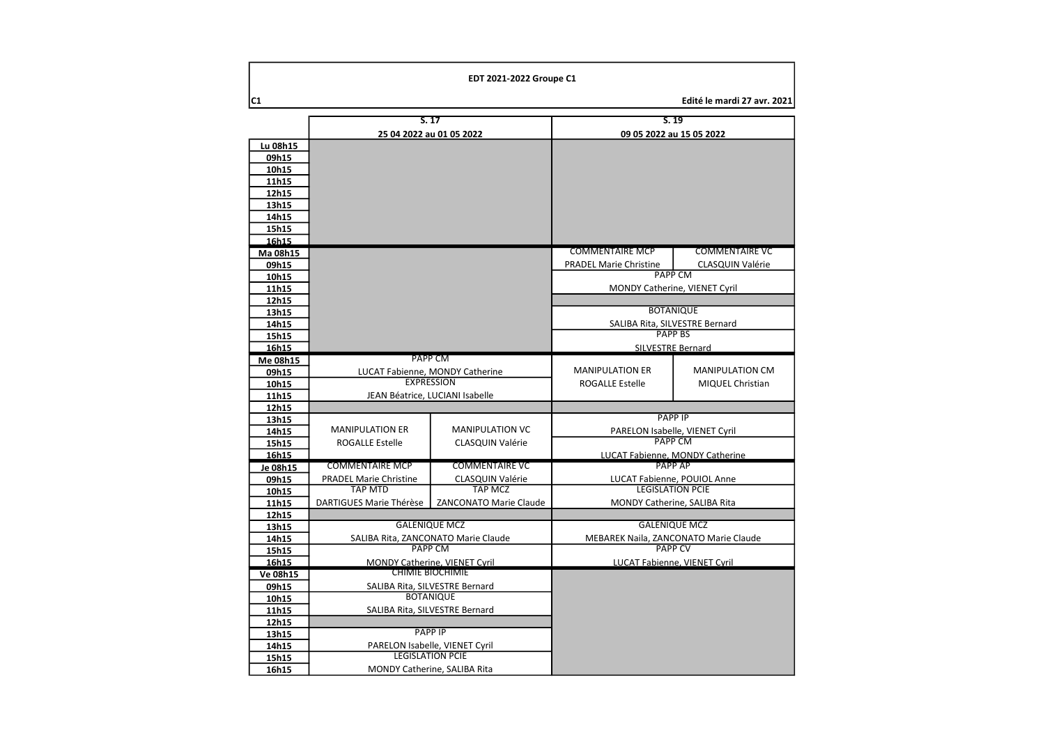**EDT 2021-2022 Groupe C1**

C1

Edité le mardi 27 avr. 2021

| | S. 17 | | S. 19 | |
|---|---|---|---|---|
| | 25 04 2022 au 01 05 2022 | | 09 05 2022 au 15 05 2022 | |
| Lu 08h15 | | | | |
| 09h15 | | | | |
| 10h15 | | | | |
| 11h15 | | | | |
| 12h15 | | | | |
| 13h15 | | | | |
| 14h15 | | | | |
| 15h15 | | | | |
| 16h15 | | | | |
| Ma 08h15 | | | COMMENTAIRE MCP | COMMENTAIRE VC |
| 09h15 | | | PRADEL Marie Christine | CLASQUIN Valérie |
| 10h15 | | | PAPP CM | |
| 11h15 | | | MONDY Catherine, VIENET Cyril | |
| 12h15 | | | | |
| 13h15 | | | BOTANIQUE | |
| 14h15 | | | SALIBA Rita, SILVESTRE Bernard | |
| 15h15 | | | PAPP BS | |
| 16h15 | | | SILVESTRE Bernard | |
| Me 08h15 | PAPP CM | | MANIPULATION ER | MANIPULATION CM |
| 09h15 | LUCAT Fabienne, MONDY Catherine | | ROGALLE Estelle | MIQUEL Christian |
| 10h15 | EXPRESSION | | | |
| 11h15 | JEAN Béatrice, LUCIANI Isabelle | | | |
| 12h15 | | | | |
| 13h15 | MANIPULATION ER | MANIPULATION VC | PAPP IP | |
| 14h15 | ROGALLE Estelle | CLASQUIN Valérie | PARELON Isabelle, VIENET Cyril | |
| 15h15 | | | PAPP CM | |
| 16h15 | | | LUCAT Fabienne, MONDY Catherine | |
| Je 08h15 | COMMENTAIRE MCP | COMMENTAIRE VC | PAPP AP | |
| 09h15 | PRADEL Marie Christine | CLASQUIN Valérie | LUCAT Fabienne, POUIOL Anne | |
| 10h15 | TAP MTD | TAP MCZ | LEGISLATION PCIE | |
| 11h15 | DARTIGUES Marie Thérèse | ZANCONATO Marie Claude | MONDY Catherine, SALIBA Rita | |
| 12h15 | | | | |
| 13h15 | GALENIQUE MCZ | | GALENIQUE MCZ | |
| 14h15 | SALIBA Rita, ZANCONATO Marie Claude | | MEBAREK Naila, ZANCONATO Marie Claude | |
| 15h15 | PAPP CM | | PAPP CV | |
| 16h15 | MONDY Catherine, VIENET Cyril | | LUCAT Fabienne, VIENET Cyril | |
| Ve 08h15 | CHIMIE BIOCHIMIE | | | |
| 09h15 | SALIBA Rita, SILVESTRE Bernard | | | |
| 10h15 | BOTANIQUE | | | |
| 11h15 | SALIBA Rita, SILVESTRE Bernard | | | |
| 12h15 | | | | |
| 13h15 | PAPP IP | | | |
| 14h15 | PARELON Isabelle, VIENET Cyril | | | |
| 15h15 | LEGISLATION PCIE | | | |
| 16h15 | MONDY Catherine, SALIBA Rita | | | |